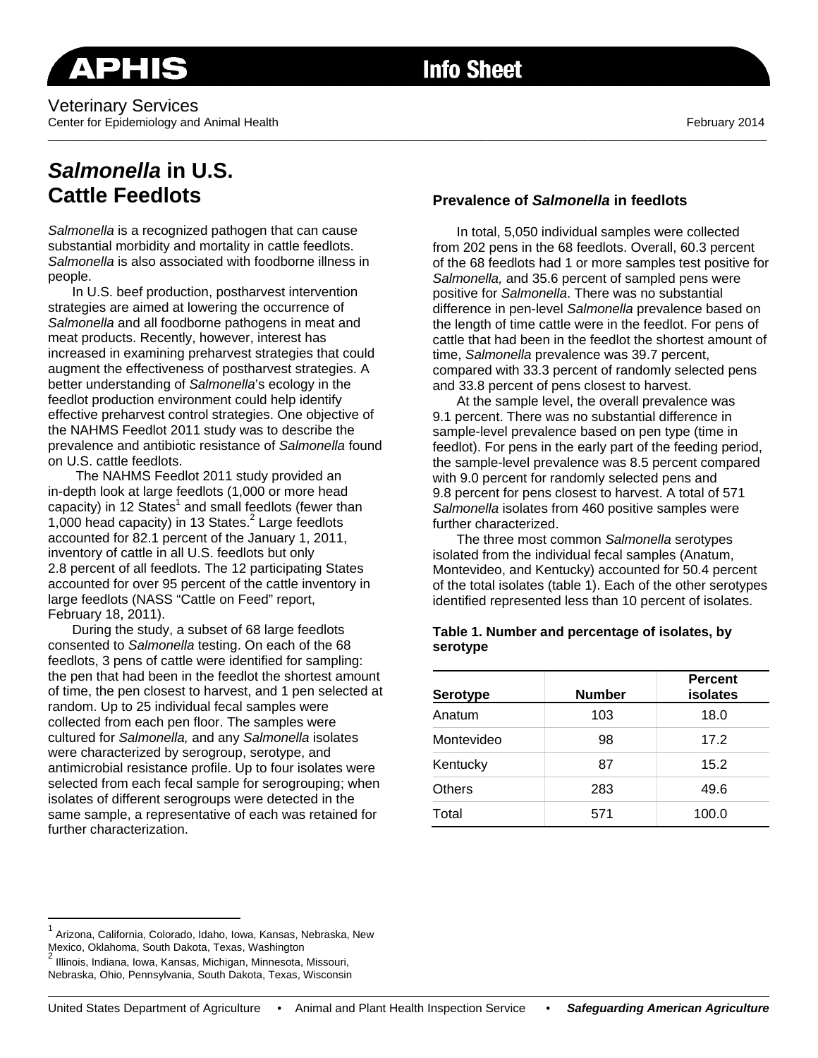APHIS Info Sheet

Veterinary Services
Center for Epidemiology and Animal Health

February 2014

# *Salmonella* in U.S. Cattle Feedlots

*Salmonella* is a recognized pathogen that can cause substantial morbidity and mortality in cattle feedlots. *Salmonella* is also associated with foodborne illness in people.

In U.S. beef production, postharvest intervention strategies are aimed at lowering the occurrence of *Salmonella* and all foodborne pathogens in meat and meat products. Recently, however, interest has increased in examining preharvest strategies that could augment the effectiveness of postharvest strategies. A better understanding of *Salmonella*'s ecology in the feedlot production environment could help identify effective preharvest control strategies. One objective of the NAHMS Feedlot 2011 study was to describe the prevalence and antibiotic resistance of *Salmonella* found on U.S. cattle feedlots.

The NAHMS Feedlot 2011 study provided an in-depth look at large feedlots (1,000 or more head capacity) in 12 States[1] and small feedlots (fewer than 1,000 head capacity) in 13 States.[2] Large feedlots accounted for 82.1 percent of the January 1, 2011, inventory of cattle in all U.S. feedlots but only 2.8 percent of all feedlots. The 12 participating States accounted for over 95 percent of the cattle inventory in large feedlots (NASS "Cattle on Feed" report, February 18, 2011).

During the study, a subset of 68 large feedlots consented to *Salmonella* testing. On each of the 68 feedlots, 3 pens of cattle were identified for sampling: the pen that had been in the feedlot the shortest amount of time, the pen closest to harvest, and 1 pen selected at random. Up to 25 individual fecal samples were collected from each pen floor. The samples were cultured for *Salmonella,* and any *Salmonella* isolates were characterized by serogroup, serotype, and antimicrobial resistance profile. Up to four isolates were selected from each fecal sample for serogrouping; when isolates of different serogroups were detected in the same sample, a representative of each was retained for further characterization.

## Prevalence of *Salmonella* in feedlots

In total, 5,050 individual samples were collected from 202 pens in the 68 feedlots. Overall, 60.3 percent of the 68 feedlots had 1 or more samples test positive for *Salmonella,* and 35.6 percent of sampled pens were positive for *Salmonella*. There was no substantial difference in pen-level *Salmonella* prevalence based on the length of time cattle were in the feedlot. For pens of cattle that had been in the feedlot the shortest amount of time, *Salmonella* prevalence was 39.7 percent, compared with 33.3 percent of randomly selected pens and 33.8 percent of pens closest to harvest.

At the sample level, the overall prevalence was 9.1 percent. There was no substantial difference in sample-level prevalence based on pen type (time in feedlot). For pens in the early part of the feeding period, the sample-level prevalence was 8.5 percent compared with 9.0 percent for randomly selected pens and 9.8 percent for pens closest to harvest. A total of 571 *Salmonella* isolates from 460 positive samples were further characterized.

The three most common *Salmonella* serotypes isolated from the individual fecal samples (Anatum, Montevideo, and Kentucky) accounted for 50.4 percent of the total isolates (table 1). Each of the other serotypes identified represented less than 10 percent of isolates.

**Table 1. Number and percentage of isolates, by serotype**

| Serotype | Number | Percent isolates |
|---|---|---|
| Anatum | 103 | 18.0 |
| Montevideo | 98 | 17.2 |
| Kentucky | 87 | 15.2 |
| Others | 283 | 49.6 |
| Total | 571 | 100.0 |

[1] Arizona, California, Colorado, Idaho, Iowa, Kansas, Nebraska, New Mexico, Oklahoma, South Dakota, Texas, Washington

[2] Illinois, Indiana, Iowa, Kansas, Michigan, Minnesota, Missouri, Nebraska, Ohio, Pennsylvania, South Dakota, Texas, Wisconsin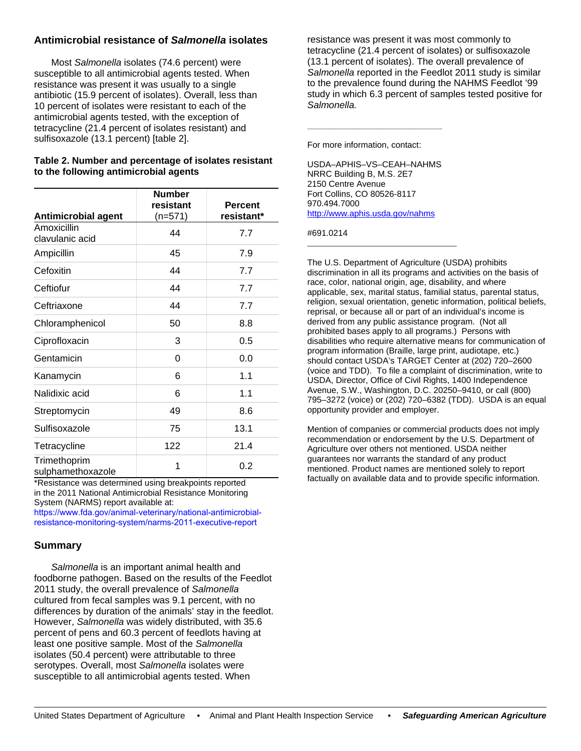## Antimicrobial resistance of *Salmonella* isolates

Most *Salmonella* isolates (74.6 percent) were susceptible to all antimicrobial agents tested. When resistance was present it was usually to a single antibiotic (15.9 percent of isolates). Overall, less than 10 percent of isolates were resistant to each of the antimicrobial agents tested, with the exception of tetracycline (21.4 percent of isolates resistant) and sulfisoxazole (13.1 percent) [table 2].

**Table 2. Number and percentage of isolates resistant to the following antimicrobial agents**

| Antimicrobial agent | Number resistant (n=571) | Percent resistant* |
|---|---|---|
| Amoxicillin clavulanic acid | 44 | 7.7 |
| Ampicillin | 45 | 7.9 |
| Cefoxitin | 44 | 7.7 |
| Ceftiofur | 44 | 7.7 |
| Ceftriaxone | 44 | 7.7 |
| Chloramphenicol | 50 | 8.8 |
| Ciprofloxacin | 3 | 0.5 |
| Gentamicin | 0 | 0.0 |
| Kanamycin | 6 | 1.1 |
| Nalidixic acid | 6 | 1.1 |
| Streptomycin | 49 | 8.6 |
| Sulfisoxazole | 75 | 13.1 |
| Tetracycline | 122 | 21.4 |
| Trimethoprim sulphamethoxazole | 1 | 0.2 |

*Resistance was determined using breakpoints reported in the 2011 National Antimicrobial Resistance Monitoring System (NARMS) report available at: https://www.fda.gov/animal-veterinary/national-antimicrobial-resistance-monitoring-system/narms-2011-executive-report

## Summary

*Salmonella* is an important animal health and foodborne pathogen. Based on the results of the Feedlot 2011 study, the overall prevalence of *Salmonella* cultured from fecal samples was 9.1 percent, with no differences by duration of the animals' stay in the feedlot. However, *Salmonella* was widely distributed, with 35.6 percent of pens and 60.3 percent of feedlots having at least one positive sample. Most of the *Salmonella* isolates (50.4 percent) were attributable to three serotypes. Overall, most *Salmonella* isolates were susceptible to all antimicrobial agents tested. When resistance was present it was most commonly to tetracycline (21.4 percent of isolates) or sulfisoxazole (13.1 percent of isolates). The overall prevalence of *Salmonella* reported in the Feedlot 2011 study is similar to the prevalence found during the NAHMS Feedlot '99 study in which 6.3 percent of samples tested positive for *Salmonella.*

---

For more information, contact:

USDA–APHIS–VS–CEAH–NAHMS
NRRC Building B, M.S. 2E7
2150 Centre Avenue
Fort Collins, CO 80526-8117
970.494.7000
http://www.aphis.usda.gov/nahms

#691.0214

---

The U.S. Department of Agriculture (USDA) prohibits discrimination in all its programs and activities on the basis of race, color, national origin, age, disability, and where applicable, sex, marital status, familial status, parental status, religion, sexual orientation, genetic information, political beliefs, reprisal, or because all or part of an individual's income is derived from any public assistance program. (Not all prohibited bases apply to all programs.) Persons with disabilities who require alternative means for communication of program information (Braille, large print, audiotape, etc.) should contact USDA's TARGET Center at (202) 720–2600 (voice and TDD). To file a complaint of discrimination, write to USDA, Director, Office of Civil Rights, 1400 Independence Avenue, S.W., Washington, D.C. 20250–9410, or call (800) 795–3272 (voice) or (202) 720–6382 (TDD). USDA is an equal opportunity provider and employer.

Mention of companies or commercial products does not imply recommendation or endorsement by the U.S. Department of Agriculture over others not mentioned. USDA neither guarantees nor warrants the standard of any product mentioned. Product names are mentioned solely to report factually on available data and to provide specific information.